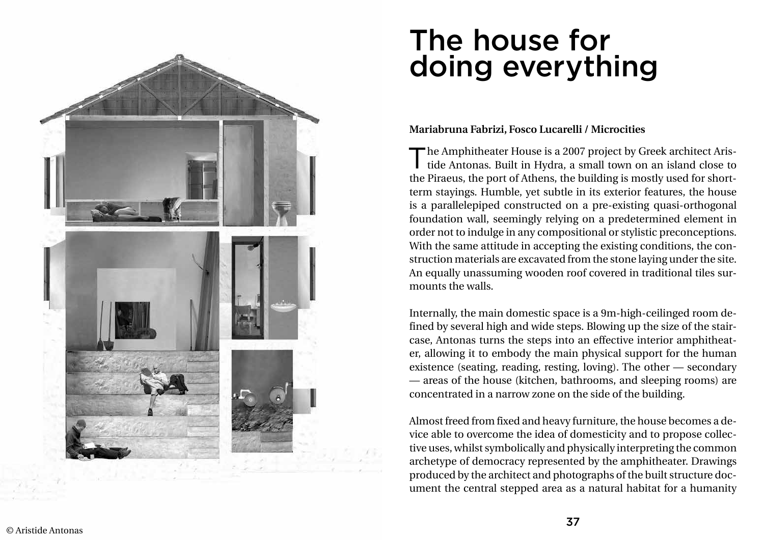# The house for doing everything

**Mariabruna Fabrizi, Fosco Lucarelli / Microcities**

The Amphitheater House is a 2007 project by Greek architect Aristide Antonas. Built in Hydra, a small town on an island close to the Piraeus, the port of Athens, the building is mostly used for short-term stayings. Humble, yet subtle in its exterior features, the house is a parallelepiped constructed on a pre-existing quasi-orthogonal foundation wall, seemingly relying on a predetermined element in order not to indulge in any compositional or stylistic preconceptions. With the same attitude in accepting the existing conditions, the construction materials are excavated from the stone laying under the site. An equally unassuming wooden roof covered in traditional tiles surmounts the walls.

Internally, the main domestic space is a 9m-high-ceilinged room defined by several high and wide steps. Blowing up the size of the staircase, Antonas turns the steps into an effective interior amphitheater, allowing it to embody the main physical support for the human existence (seating, reading, resting, loving). The other — secondary — areas of the house (kitchen, bathrooms, and sleeping rooms) are concentrated in a narrow zone on the side of the building.

Almost freed from fixed and heavy furniture, the house becomes a device able to overcome the idea of domesticity and to propose collective uses, whilst symbolically and physically interpreting the common archetype of democracy represented by the amphitheater. Drawings produced by the architect and photographs of the built structure document the central stepped area as a natural habitat for a humanity

© Aristide Antonas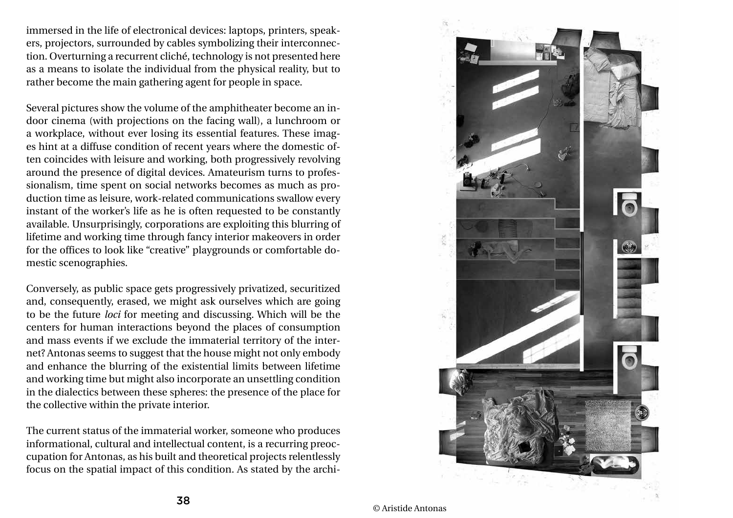immersed in the life of electronical devices: laptops, printers, speakers, projectors, surrounded by cables symbolizing their interconnection. Overturning a recurrent cliché, technology is not presented here as a means to isolate the individual from the physical reality, but to rather become the main gathering agent for people in space.

Several pictures show the volume of the amphitheater become an indoor cinema (with projections on the facing wall), a lunchroom or a workplace, without ever losing its essential features. These images hint at a diffuse condition of recent years where the domestic often coincides with leisure and working, both progressively revolving around the presence of digital devices. Amateurism turns to professionalism, time spent on social networks becomes as much as production time as leisure, work-related communications swallow every instant of the worker's life as he is often requested to be constantly available. Unsurprisingly, corporations are exploiting this blurring of lifetime and working time through fancy interior makeovers in order for the offices to look like "creative" playgrounds or comfortable domestic scenographies.

Conversely, as public space gets progressively privatized, securitized and, consequently, erased, we might ask ourselves which are going to be the future *loci* for meeting and discussing. Which will be the centers for human interactions beyond the places of consumption and mass events if we exclude the immaterial territory of the internet? Antonas seems to suggest that the house might not only embody and enhance the blurring of the existential limits between lifetime and working time but might also incorporate an unsettling condition in the dialectics between these spheres: the presence of the place for the collective within the private interior.

The current status of the immaterial worker, someone who produces informational, cultural and intellectual content, is a recurring preoccupation for Antonas, as his built and theoretical projects relentlessly focus on the spatial impact of this condition. As stated by the archi-

© Aristide Antonas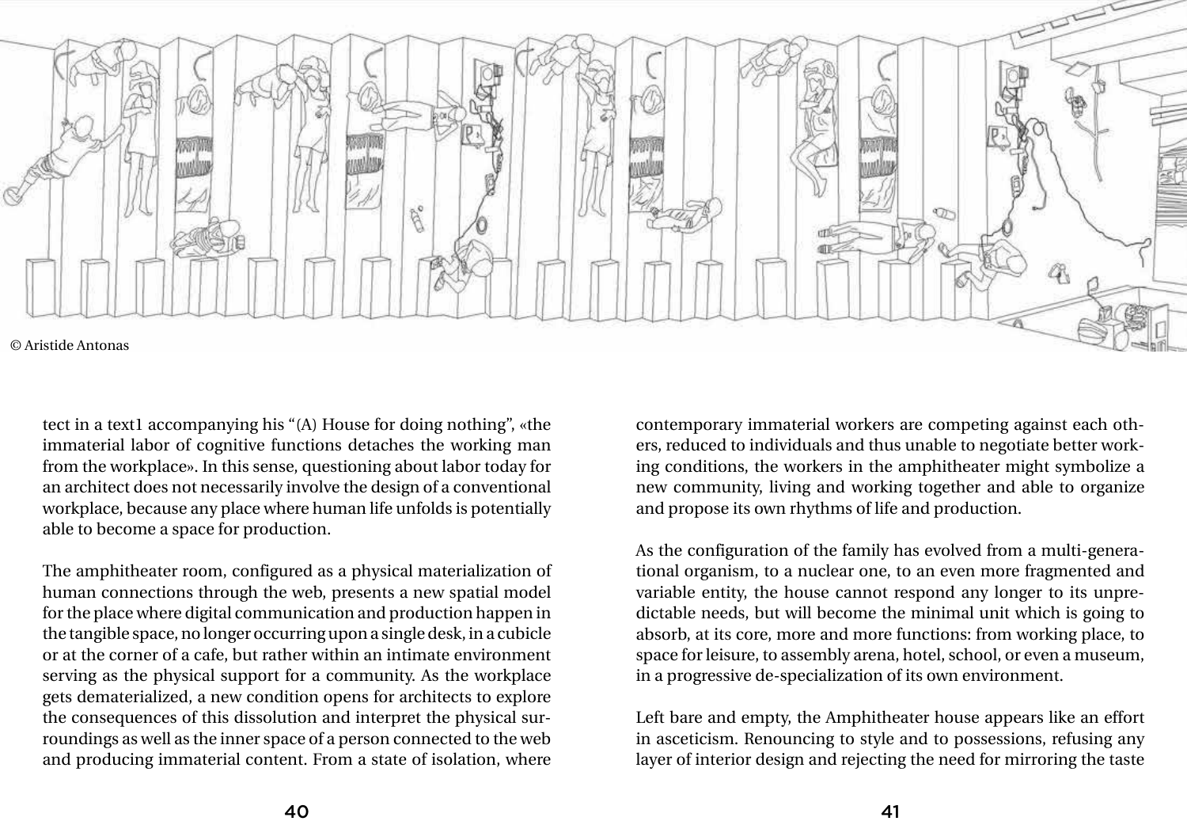© Aristide Antonas

tect in a text1 accompanying his "(A) House for doing nothing", «the immaterial labor of cognitive functions detaches the working man from the workplace». In this sense, questioning about labor today for an architect does not necessarily involve the design of a conventional workplace, because any place where human life unfolds is potentially able to become a space for production.

The amphitheater room, configured as a physical materialization of human connections through the web, presents a new spatial model for the place where digital communication and production happen in the tangible space, no longer occurring upon a single desk, in a cubicle or at the corner of a cafe, but rather within an intimate environment serving as the physical support for a community. As the workplace gets dematerialized, a new condition opens for architects to explore the consequences of this dissolution and interpret the physical surroundings as well as the inner space of a person connected to the web and producing immaterial content. From a state of isolation, where contemporary immaterial workers are competing against each others, reduced to individuals and thus unable to negotiate better working conditions, the workers in the amphitheater might symbolize a new community, living and working together and able to organize and propose its own rhythms of life and production.

As the configuration of the family has evolved from a multi-generational organism, to a nuclear one, to an even more fragmented and variable entity, the house cannot respond any longer to its unpredictable needs, but will become the minimal unit which is going to absorb, at its core, more and more functions: from working place, to space for leisure, to assembly arena, hotel, school, or even a museum, in a progressive de-specialization of its own environment.

Left bare and empty, the Amphitheater house appears like an effort in asceticism. Renouncing to style and to possessions, refusing any layer of interior design and rejecting the need for mirroring the taste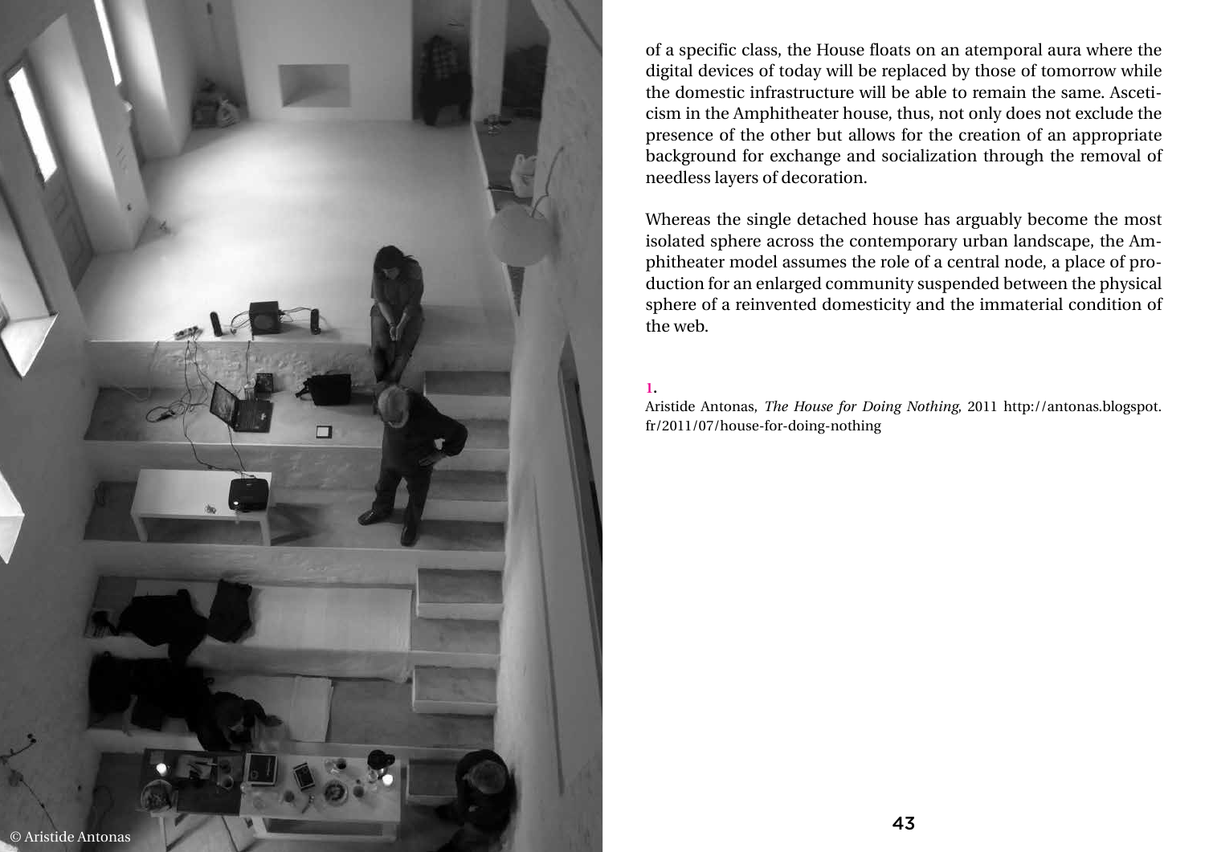© Aristide Antonas

of a specific class, the House floats on an atemporal aura where the digital devices of today will be replaced by those of tomorrow while the domestic infrastructure will be able to remain the same. Asceticism in the Amphitheater house, thus, not only does not exclude the presence of the other but allows for the creation of an appropriate background for exchange and socialization through the removal of needless layers of decoration.

Whereas the single detached house has arguably become the most isolated sphere across the contemporary urban landscape, the Amphitheater model assumes the role of a central node, a place of production for an enlarged community suspended between the physical sphere of a reinvented domesticity and the immaterial condition of the web.

1.
Aristide Antonas, *The House for Doing Nothing*, 2011 http://antonas.blogspot.fr/2011/07/house-for-doing-nothing